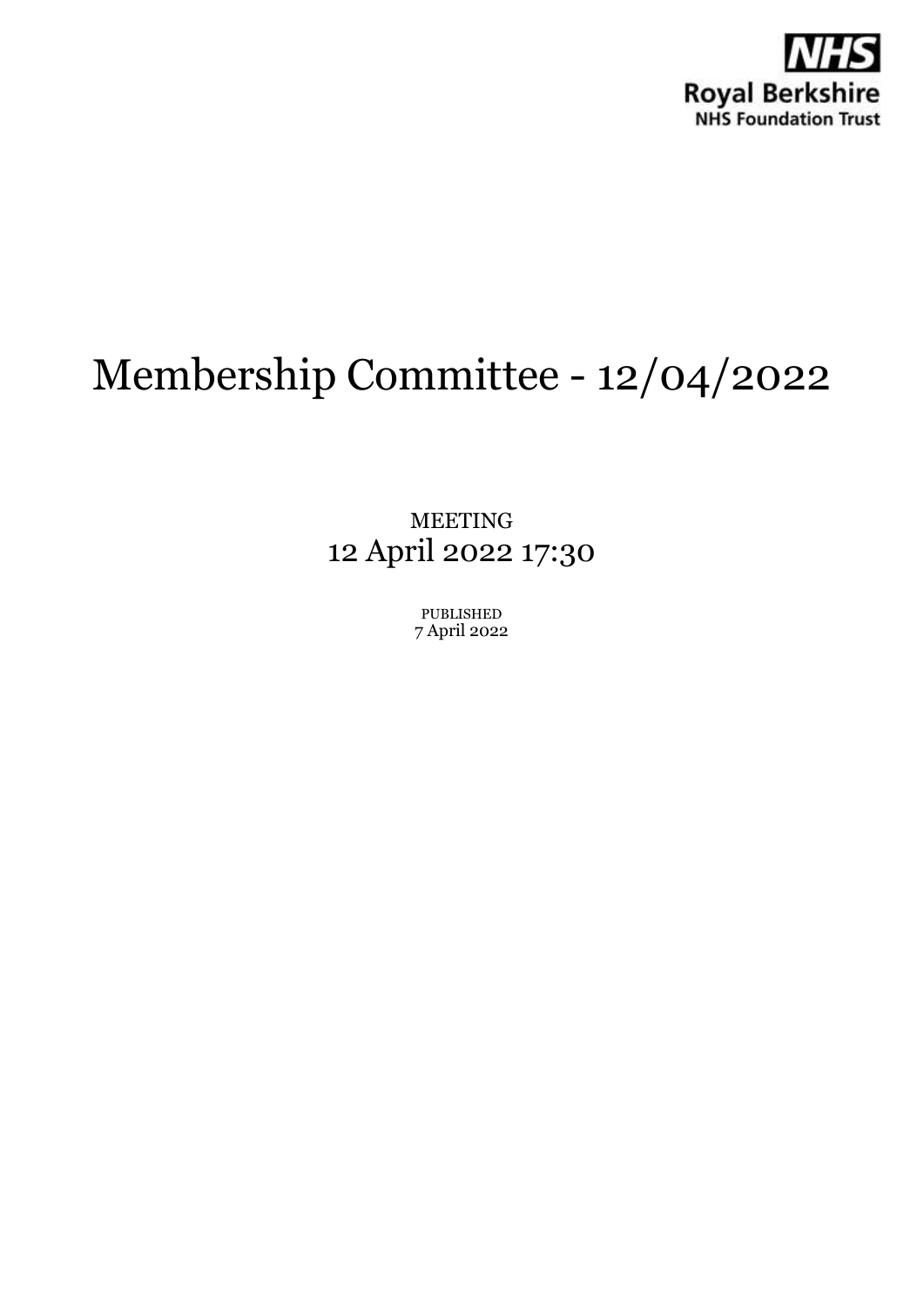NHS
Royal Berkshire
NHS Foundation Trust

# Membership Committee - 12/04/2022

MEETING
12 April 2022 17:30

PUBLISHED
7 April 2022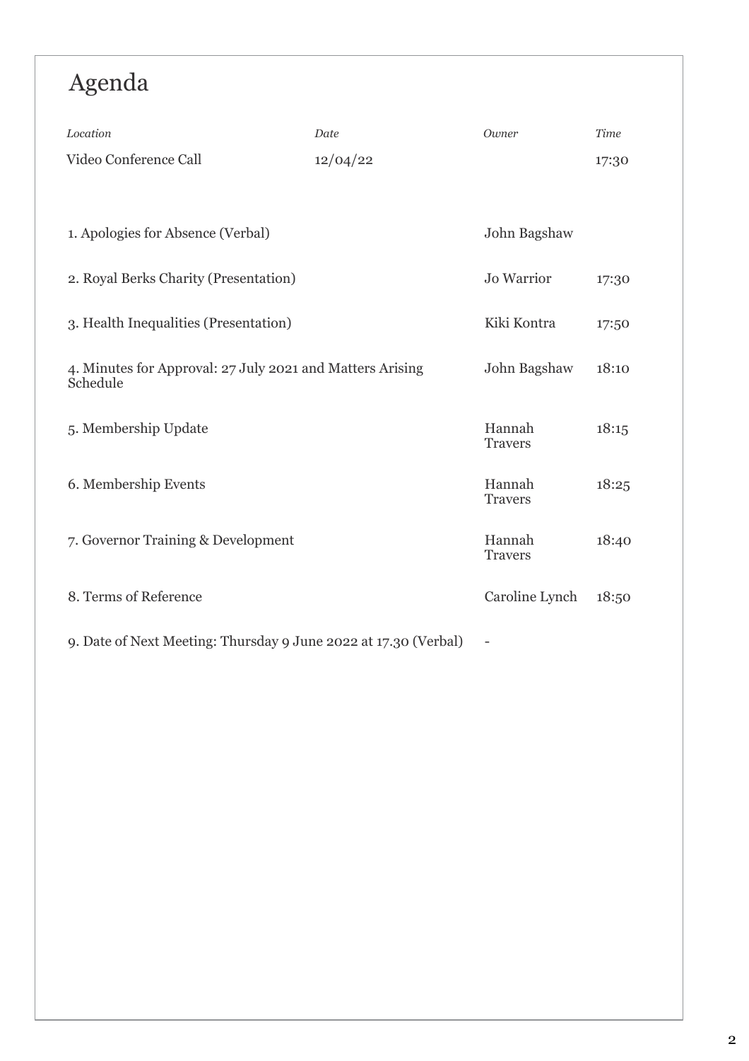# Agenda

| *Location* | *Date* | *Owner* | *Time* |
|---|---|---|---|
| Video Conference Call | 12/04/22 | | 17:30 |

| Item | Owner | Time |
|---|---|---|
| 1. Apologies for Absence (Verbal) | John Bagshaw | |
| 2. Royal Berks Charity (Presentation) | Jo Warrior | 17:30 |
| 3. Health Inequalities (Presentation) | Kiki Kontra | 17:50 |
| 4. Minutes for Approval: 27 July 2021 and Matters Arising Schedule | John Bagshaw | 18:10 |
| 5. Membership Update | Hannah Travers | 18:15 |
| 6. Membership Events | Hannah Travers | 18:25 |
| 7. Governor Training & Development | Hannah Travers | 18:40 |
| 8. Terms of Reference | Caroline Lynch | 18:50 |
| 9. Date of Next Meeting: Thursday 9 June 2022 at 17.30 (Verbal) | - | |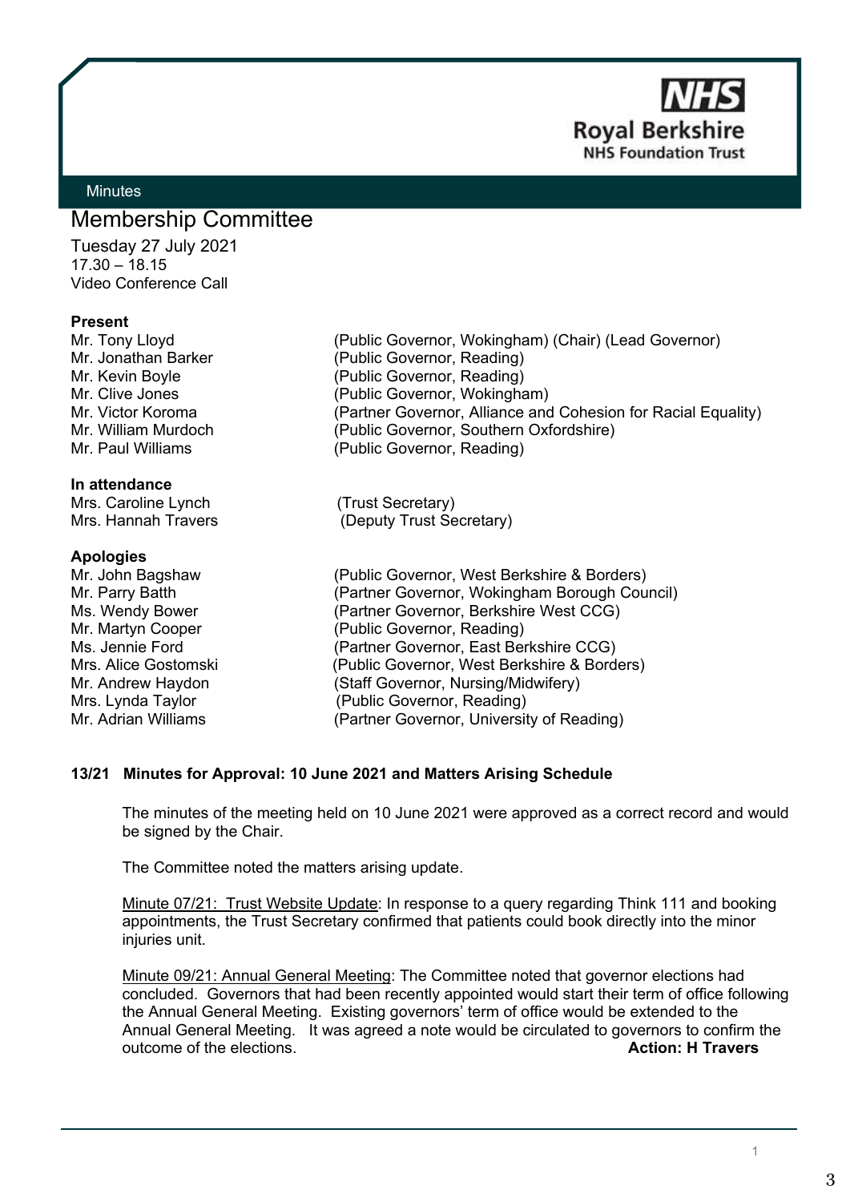Minutes

# Membership Committee

Tuesday 27 July 2021
17.30 – 18.15
Video Conference Call

**Present**

| | |
|---|---|
| Mr. Tony Lloyd | (Public Governor, Wokingham) (Chair) (Lead Governor) |
| Mr. Jonathan Barker | (Public Governor, Reading) |
| Mr. Kevin Boyle | (Public Governor, Reading) |
| Mr. Clive Jones | (Public Governor, Wokingham) |
| Mr. Victor Koroma | (Partner Governor, Alliance and Cohesion for Racial Equality) |
| Mr. William Murdoch | (Public Governor, Southern Oxfordshire) |
| Mr. Paul Williams | (Public Governor, Reading) |

**In attendance**

| | |
|---|---|
| Mrs. Caroline Lynch | (Trust Secretary) |
| Mrs. Hannah Travers | (Deputy Trust Secretary) |

**Apologies**

| | |
|---|---|
| Mr. John Bagshaw | (Public Governor, West Berkshire & Borders) |
| Mr. Parry Batth | (Partner Governor, Wokingham Borough Council) |
| Ms. Wendy Bower | (Partner Governor, Berkshire West CCG) |
| Mr. Martyn Cooper | (Public Governor, Reading) |
| Ms. Jennie Ford | (Partner Governor, East Berkshire CCG) |
| Mrs. Alice Gostomski | (Public Governor, West Berkshire & Borders) |
| Mr. Andrew Haydon | (Staff Governor, Nursing/Midwifery) |
| Mrs. Lynda Taylor | (Public Governor, Reading) |
| Mr. Adrian Williams | (Partner Governor, University of Reading) |

**13/21 Minutes for Approval: 10 June 2021 and Matters Arising Schedule**

The minutes of the meeting held on 10 June 2021 were approved as a correct record and would be signed by the Chair.

The Committee noted the matters arising update.

Minute 07/21: Trust Website Update: In response to a query regarding Think 111 and booking appointments, the Trust Secretary confirmed that patients could book directly into the minor injuries unit.

Minute 09/21: Annual General Meeting: The Committee noted that governor elections had concluded. Governors that had been recently appointed would start their term of office following the Annual General Meeting. Existing governors' term of office would be extended to the Annual General Meeting. It was agreed a note would be circulated to governors to confirm the outcome of the elections.
**Action: H Travers**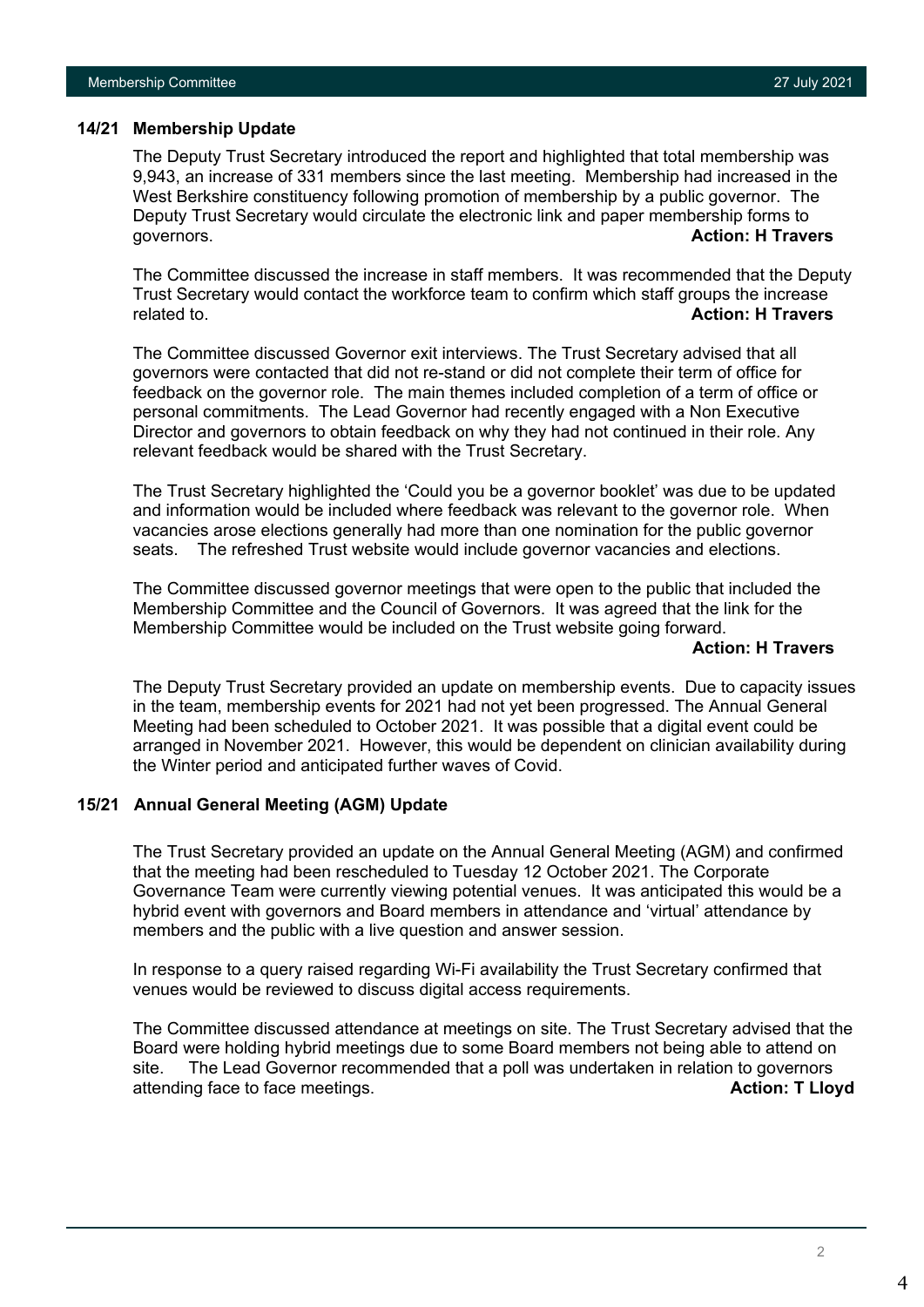## 14/21 Membership Update

The Deputy Trust Secretary introduced the report and highlighted that total membership was 9,943, an increase of 331 members since the last meeting. Membership had increased in the West Berkshire constituency following promotion of membership by a public governor. The Deputy Trust Secretary would circulate the electronic link and paper membership forms to governors. **Action: H Travers**

The Committee discussed the increase in staff members. It was recommended that the Deputy Trust Secretary would contact the workforce team to confirm which staff groups the increase related to. **Action: H Travers**

The Committee discussed Governor exit interviews. The Trust Secretary advised that all governors were contacted that did not re-stand or did not complete their term of office for feedback on the governor role. The main themes included completion of a term of office or personal commitments. The Lead Governor had recently engaged with a Non Executive Director and governors to obtain feedback on why they had not continued in their role. Any relevant feedback would be shared with the Trust Secretary.

The Trust Secretary highlighted the 'Could you be a governor booklet' was due to be updated and information would be included where feedback was relevant to the governor role. When vacancies arose elections generally had more than one nomination for the public governor seats. The refreshed Trust website would include governor vacancies and elections.

The Committee discussed governor meetings that were open to the public that included the Membership Committee and the Council of Governors. It was agreed that the link for the Membership Committee would be included on the Trust website going forward. **Action: H Travers**

The Deputy Trust Secretary provided an update on membership events. Due to capacity issues in the team, membership events for 2021 had not yet been progressed. The Annual General Meeting had been scheduled to October 2021. It was possible that a digital event could be arranged in November 2021. However, this would be dependent on clinician availability during the Winter period and anticipated further waves of Covid.

## 15/21 Annual General Meeting (AGM) Update

The Trust Secretary provided an update on the Annual General Meeting (AGM) and confirmed that the meeting had been rescheduled to Tuesday 12 October 2021. The Corporate Governance Team were currently viewing potential venues. It was anticipated this would be a hybrid event with governors and Board members in attendance and 'virtual' attendance by members and the public with a live question and answer session.

In response to a query raised regarding Wi-Fi availability the Trust Secretary confirmed that venues would be reviewed to discuss digital access requirements.

The Committee discussed attendance at meetings on site. The Trust Secretary advised that the Board were holding hybrid meetings due to some Board members not being able to attend on site. The Lead Governor recommended that a poll was undertaken in relation to governors attending face to face meetings. **Action: T Lloyd**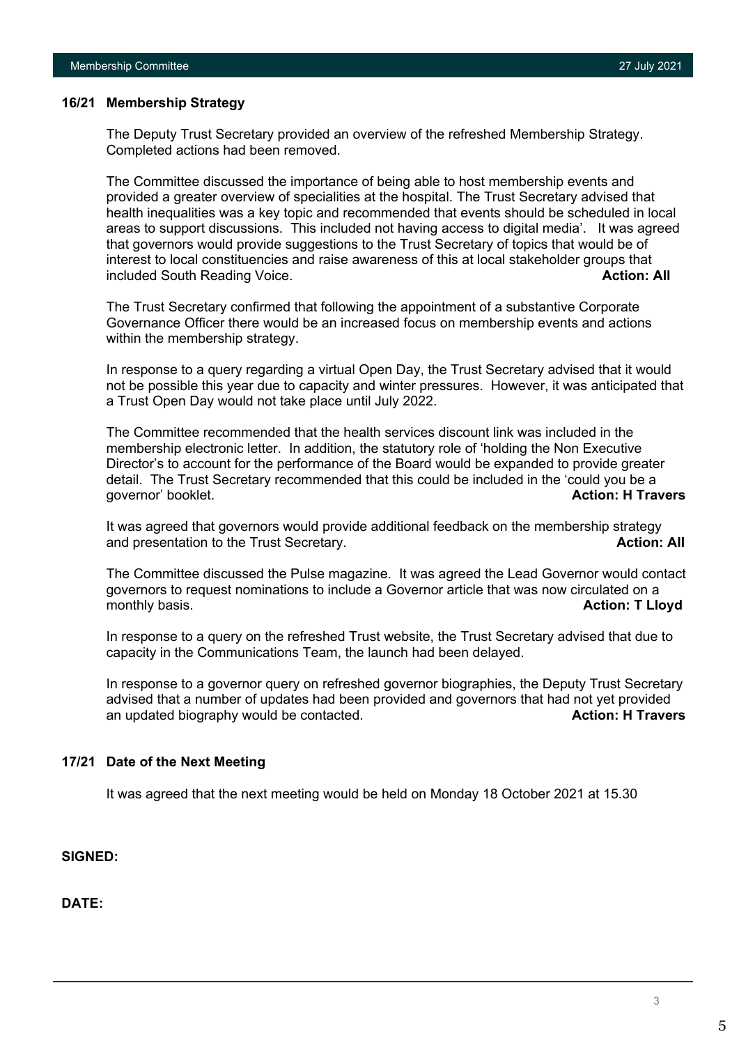### 16/21 Membership Strategy

The Deputy Trust Secretary provided an overview of the refreshed Membership Strategy. Completed actions had been removed.

The Committee discussed the importance of being able to host membership events and provided a greater overview of specialities at the hospital. The Trust Secretary advised that health inequalities was a key topic and recommended that events should be scheduled in local areas to support discussions. This included not having access to digital media'. It was agreed that governors would provide suggestions to the Trust Secretary of topics that would be of interest to local constituencies and raise awareness of this at local stakeholder groups that included South Reading Voice. **Action: All**

The Trust Secretary confirmed that following the appointment of a substantive Corporate Governance Officer there would be an increased focus on membership events and actions within the membership strategy.

In response to a query regarding a virtual Open Day, the Trust Secretary advised that it would not be possible this year due to capacity and winter pressures. However, it was anticipated that a Trust Open Day would not take place until July 2022.

The Committee recommended that the health services discount link was included in the membership electronic letter. In addition, the statutory role of 'holding the Non Executive Director's to account for the performance of the Board would be expanded to provide greater detail. The Trust Secretary recommended that this could be included in the 'could you be a governor' booklet. **Action: H Travers**

It was agreed that governors would provide additional feedback on the membership strategy and presentation to the Trust Secretary. **Action: All**

The Committee discussed the Pulse magazine. It was agreed the Lead Governor would contact governors to request nominations to include a Governor article that was now circulated on a monthly basis. **Action: T Lloyd**

In response to a query on the refreshed Trust website, the Trust Secretary advised that due to capacity in the Communications Team, the launch had been delayed.

In response to a governor query on refreshed governor biographies, the Deputy Trust Secretary advised that a number of updates had been provided and governors that had not yet provided an updated biography would be contacted. **Action: H Travers**

### 17/21 Date of the Next Meeting

It was agreed that the next meeting would be held on Monday 18 October 2021 at 15.30

**SIGNED:**

**DATE:**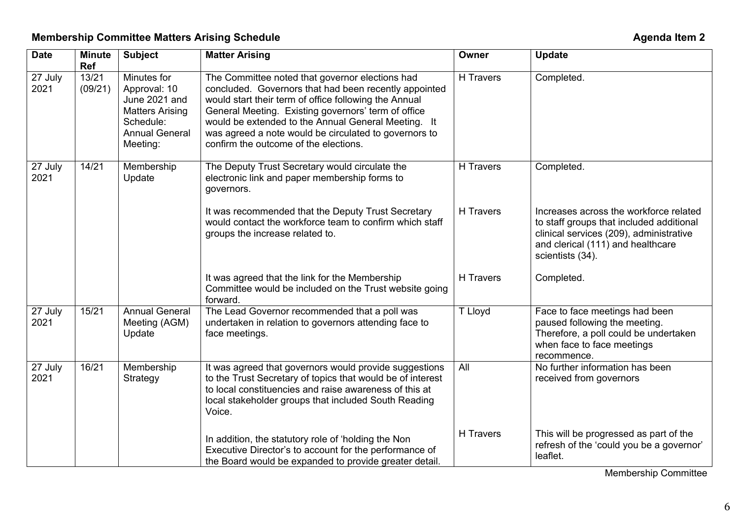## Membership Committee Matters Arising Schedule

**Agenda Item 2**

| Date | Minute Ref | Subject | Matter Arising | Owner | Update |
|---|---|---|---|---|---|
| 27 July 2021 | 13/21 (09/21) | Minutes for Approval: 10 June 2021 and Matters Arising Schedule: Annual General Meeting: | The Committee noted that governor elections had concluded. Governors that had been recently appointed would start their term of office following the Annual General Meeting. Existing governors' term of office would be extended to the Annual General Meeting. It was agreed a note would be circulated to governors to confirm the outcome of the elections. | H Travers | Completed. |
| 27 July 2021 | 14/21 | Membership Update | The Deputy Trust Secretary would circulate the electronic link and paper membership forms to governors. | H Travers | Completed. |
| | | | It was recommended that the Deputy Trust Secretary would contact the workforce team to confirm which staff groups the increase related to. | H Travers | Increases across the workforce related to staff groups that included additional clinical services (209), administrative and clerical (111) and healthcare scientists (34). |
| | | | It was agreed that the link for the Membership Committee would be included on the Trust website going forward. | H Travers | Completed. |
| 27 July 2021 | 15/21 | Annual General Meeting (AGM) Update | The Lead Governor recommended that a poll was undertaken in relation to governors attending face to face meetings. | T Lloyd | Face to face meetings had been paused following the meeting. Therefore, a poll could be undertaken when face to face meetings recommence. |
| 27 July 2021 | 16/21 | Membership Strategy | It was agreed that governors would provide suggestions to the Trust Secretary of topics that would be of interest to local constituencies and raise awareness of this at local stakeholder groups that included South Reading Voice. | All | No further information has been received from governors |
| | | | In addition, the statutory role of 'holding the Non Executive Director's to account for the performance of the Board would be expanded to provide greater detail. | H Travers | This will be progressed as part of the refresh of the 'could you be a governor' leaflet. |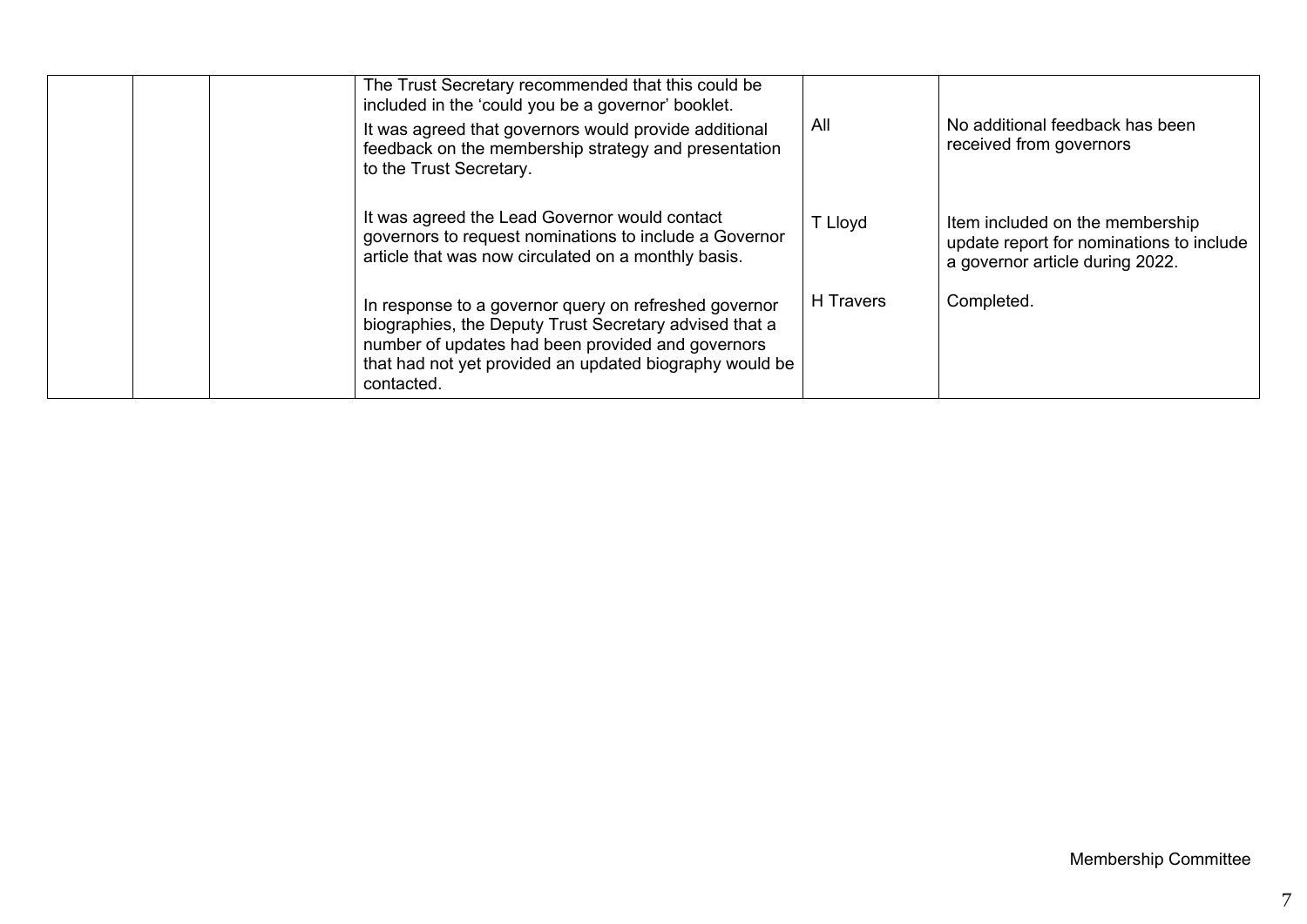|  |  |  |  |  |  |
|---|---|---|---|---|---|
|  |  |  | The Trust Secretary recommended that this could be included in the 'could you be a governor' booklet.<br>It was agreed that governors would provide additional feedback on the membership strategy and presentation to the Trust Secretary. | All | No additional feedback has been received from governors |
|  |  |  | It was agreed the Lead Governor would contact governors to request nominations to include a Governor article that was now circulated on a monthly basis. | T Lloyd | Item included on the membership update report for nominations to include a governor article during 2022. |
|  |  |  | In response to a governor query on refreshed governor biographies, the Deputy Trust Secretary advised that a number of updates had been provided and governors that had not yet provided an updated biography would be contacted. | H Travers | Completed. |

Membership Committee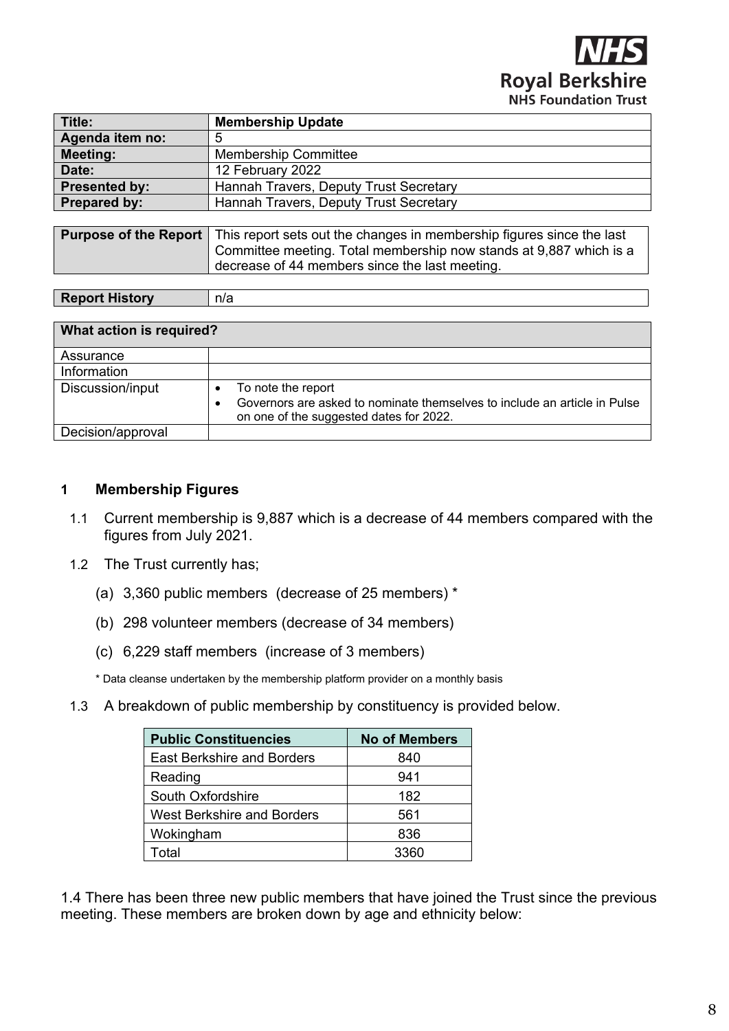NHS Royal Berkshire NHS Foundation Trust

| Title: | Membership Update |
| --- | --- |
| Agenda item no: | 5 |
| Meeting: | Membership Committee |
| Date: | 12 February 2022 |
| Presented by: | Hannah Travers, Deputy Trust Secretary |
| Prepared by: | Hannah Travers, Deputy Trust Secretary |

| Purpose of the Report | This report sets out the changes in membership figures since the last Committee meeting. Total membership now stands at 9,887 which is a decrease of 44 members since the last meeting. |
| --- | --- |

| Report History | n/a |
| --- | --- |

| What action is required? | |
| --- | --- |
| Assurance | |
| Information | |
| Discussion/input | • To note the report<br>• Governors are asked to nominate themselves to include an article in Pulse on one of the suggested dates for 2022. |
| Decision/approval | |

## 1 Membership Figures

1.1 Current membership is 9,887 which is a decrease of 44 members compared with the figures from July 2021.

1.2 The Trust currently has;

(a) 3,360 public members (decrease of 25 members) *

(b) 298 volunteer members (decrease of 34 members)

(c) 6,229 staff members (increase of 3 members)

\* Data cleanse undertaken by the membership platform provider on a monthly basis

1.3 A breakdown of public membership by constituency is provided below.

| Public Constituencies | No of Members |
| --- | --- |
| East Berkshire and Borders | 840 |
| Reading | 941 |
| South Oxfordshire | 182 |
| West Berkshire and Borders | 561 |
| Wokingham | 836 |
| Total | 3360 |

1.4 There has been three new public members that have joined the Trust since the previous meeting. These members are broken down by age and ethnicity below: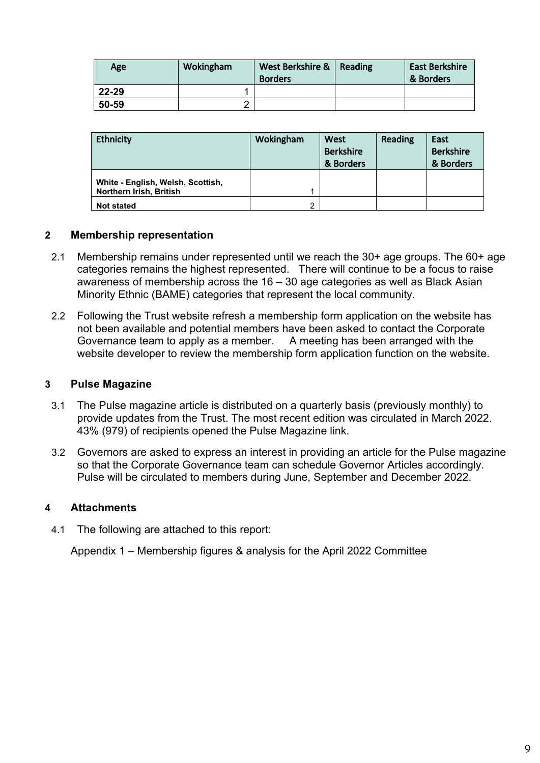| Age | Wokingham | West Berkshire & Borders | Reading | East Berkshire & Borders |
| --- | --- | --- | --- | --- |
| 22-29 | 1 | | | |
| 50-59 | 2 | | | |

| Ethnicity | Wokingham | West Berkshire & Borders | Reading | East Berkshire & Borders |
| --- | --- | --- | --- | --- |
| White - English, Welsh, Scottish, Northern Irish, British | 1 | | | |
| Not stated | 2 | | | |

## 2 Membership representation

2.1 Membership remains under represented until we reach the 30+ age groups. The 60+ age categories remains the highest represented. There will continue to be a focus to raise awareness of membership across the 16 – 30 age categories as well as Black Asian Minority Ethnic (BAME) categories that represent the local community.

2.2 Following the Trust website refresh a membership form application on the website has not been available and potential members have been asked to contact the Corporate Governance team to apply as a member. A meeting has been arranged with the website developer to review the membership form application function on the website.

## 3 Pulse Magazine

3.1 The Pulse magazine article is distributed on a quarterly basis (previously monthly) to provide updates from the Trust. The most recent edition was circulated in March 2022. 43% (979) of recipients opened the Pulse Magazine link.

3.2 Governors are asked to express an interest in providing an article for the Pulse magazine so that the Corporate Governance team can schedule Governor Articles accordingly. Pulse will be circulated to members during June, September and December 2022.

## 4 Attachments

4.1 The following are attached to this report:

Appendix 1 – Membership figures & analysis for the April 2022 Committee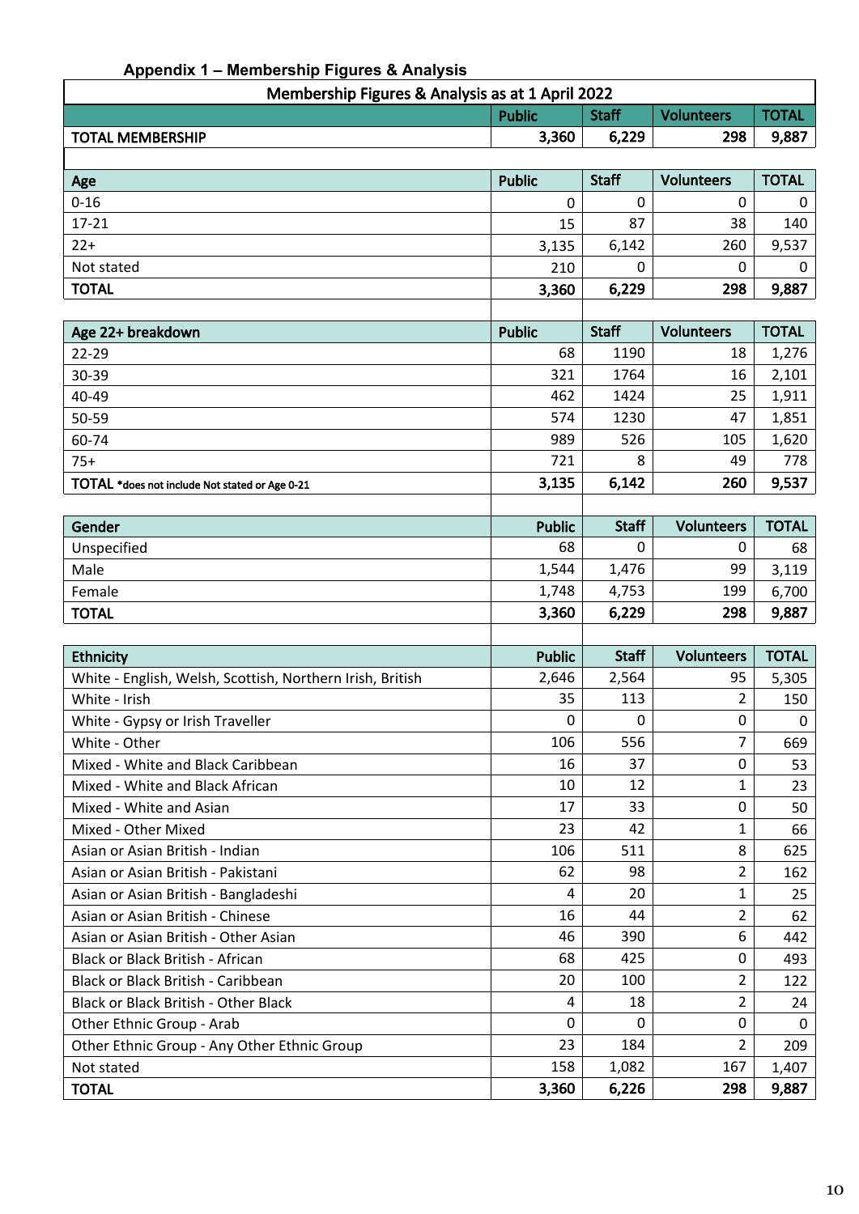**Appendix 1 – Membership Figures & Analysis**

| Membership Figures & Analysis as at 1 April 2022 | | | | |
|---|---|---|---|---|
| | Public | Staff | Volunteers | TOTAL |
| **TOTAL MEMBERSHIP** | 3,360 | 6,229 | 298 | 9,887 |

| Age | Public | Staff | Volunteers | TOTAL |
|---|---|---|---|---|
| 0-16 | 0 | 0 | 0 | 0 |
| 17-21 | 15 | 87 | 38 | 140 |
| 22+ | 3,135 | 6,142 | 260 | 9,537 |
| Not stated | 210 | 0 | 0 | 0 |
| **TOTAL** | 3,360 | 6,229 | 298 | 9,887 |

| Age 22+ breakdown | Public | Staff | Volunteers | TOTAL |
|---|---|---|---|---|
| 22-29 | 68 | 1190 | 18 | 1,276 |
| 30-39 | 321 | 1764 | 16 | 2,101 |
| 40-49 | 462 | 1424 | 25 | 1,911 |
| 50-59 | 574 | 1230 | 47 | 1,851 |
| 60-74 | 989 | 526 | 105 | 1,620 |
| 75+ | 721 | 8 | 49 | 778 |
| **TOTAL** *does not include Not stated or Age 0-21 | 3,135 | 6,142 | 260 | 9,537 |

| Gender | Public | Staff | Volunteers | TOTAL |
|---|---|---|---|---|
| Unspecified | 68 | 0 | 0 | 68 |
| Male | 1,544 | 1,476 | 99 | 3,119 |
| Female | 1,748 | 4,753 | 199 | 6,700 |
| **TOTAL** | 3,360 | 6,229 | 298 | 9,887 |

| Ethnicity | Public | Staff | Volunteers | TOTAL |
|---|---|---|---|---|
| White - English, Welsh, Scottish, Northern Irish, British | 2,646 | 2,564 | 95 | 5,305 |
| White - Irish | 35 | 113 | 2 | 150 |
| White - Gypsy or Irish Traveller | 0 | 0 | 0 | 0 |
| White - Other | 106 | 556 | 7 | 669 |
| Mixed - White and Black Caribbean | 16 | 37 | 0 | 53 |
| Mixed - White and Black African | 10 | 12 | 1 | 23 |
| Mixed - White and Asian | 17 | 33 | 0 | 50 |
| Mixed - Other Mixed | 23 | 42 | 1 | 66 |
| Asian or Asian British - Indian | 106 | 511 | 8 | 625 |
| Asian or Asian British - Pakistani | 62 | 98 | 2 | 162 |
| Asian or Asian British - Bangladeshi | 4 | 20 | 1 | 25 |
| Asian or Asian British - Chinese | 16 | 44 | 2 | 62 |
| Asian or Asian British - Other Asian | 46 | 390 | 6 | 442 |
| Black or Black British - African | 68 | 425 | 0 | 493 |
| Black or Black British - Caribbean | 20 | 100 | 2 | 122 |
| Black or Black British - Other Black | 4 | 18 | 2 | 24 |
| Other Ethnic Group - Arab | 0 | 0 | 0 | 0 |
| Other Ethnic Group - Any Other Ethnic Group | 23 | 184 | 2 | 209 |
| Not stated | 158 | 1,082 | 167 | 1,407 |
| **TOTAL** | 3,360 | 6,226 | 298 | 9,887 |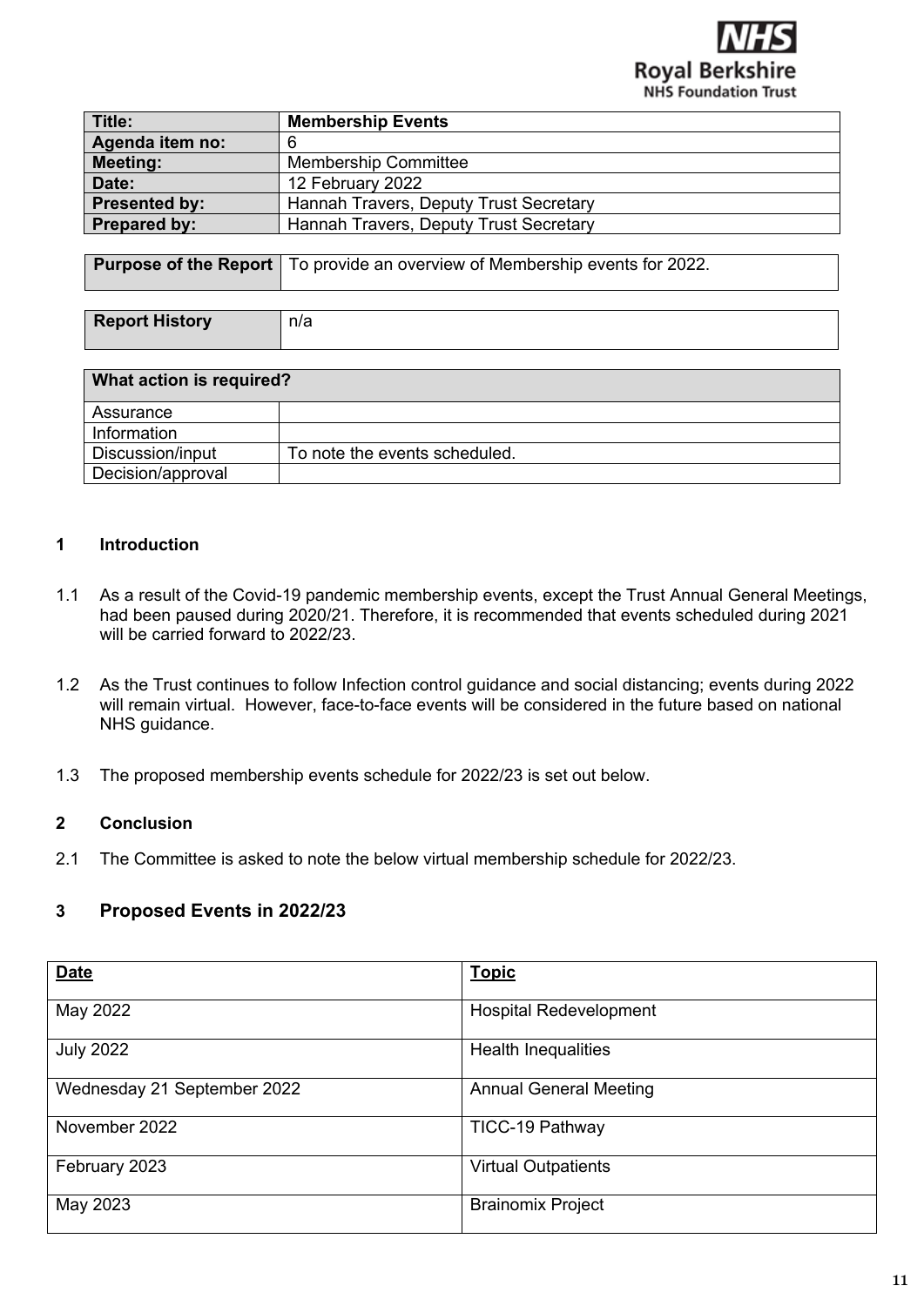| Title: | Membership Events |
|---|---|
| Agenda item no: | 6 |
| Meeting: | Membership Committee |
| Date: | 12 February 2022 |
| Presented by: | Hannah Travers, Deputy Trust Secretary |
| Prepared by: | Hannah Travers, Deputy Trust Secretary |

| Purpose of the Report | To provide an overview of Membership events for 2022. |
|---|---|

| Report History | n/a |
|---|---|

| What action is required? | |
|---|---|
| Assurance | |
| Information | |
| Discussion/input | To note the events scheduled. |
| Decision/approval | |

## 1 Introduction

1.1 As a result of the Covid-19 pandemic membership events, except the Trust Annual General Meetings, had been paused during 2020/21. Therefore, it is recommended that events scheduled during 2021 will be carried forward to 2022/23.

1.2 As the Trust continues to follow Infection control guidance and social distancing; events during 2022 will remain virtual. However, face-to-face events will be considered in the future based on national NHS guidance.

1.3 The proposed membership events schedule for 2022/23 is set out below.

## 2 Conclusion

2.1 The Committee is asked to note the below virtual membership schedule for 2022/23.

## 3 Proposed Events in 2022/23

| Date | Topic |
|---|---|
| May 2022 | Hospital Redevelopment |
| July 2022 | Health Inequalities |
| Wednesday 21 September 2022 | Annual General Meeting |
| November 2022 | TICC-19 Pathway |
| February 2023 | Virtual Outpatients |
| May 2023 | Brainomix Project |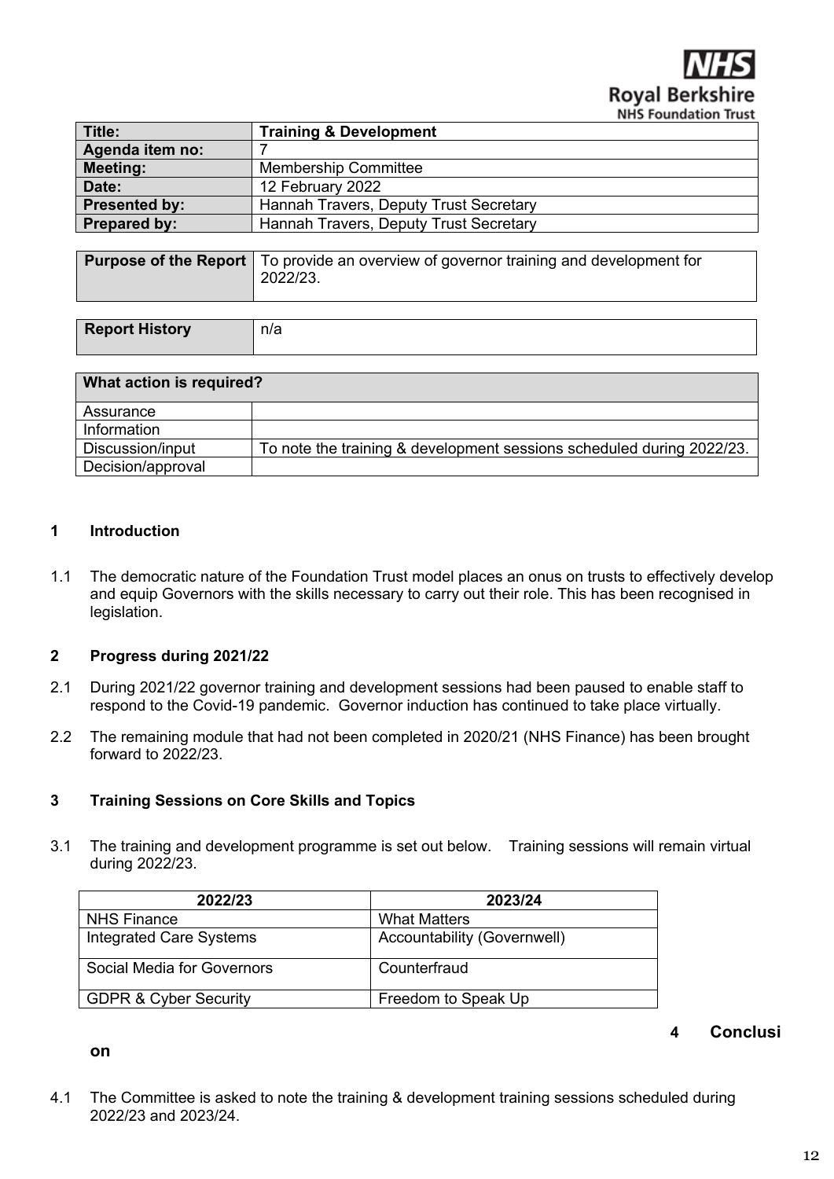**NHS Royal Berkshire NHS Foundation Trust**

| Title: | Training & Development |
|---|---|
| Agenda item no: | 7 |
| Meeting: | Membership Committee |
| Date: | 12 February 2022 |
| Presented by: | Hannah Travers, Deputy Trust Secretary |
| Prepared by: | Hannah Travers, Deputy Trust Secretary |

| Purpose of the Report | To provide an overview of governor training and development for 2022/23. |
|---|---|

| Report History | n/a |
|---|---|

| What action is required? | |
|---|---|
| Assurance | |
| Information | |
| Discussion/input | To note the training & development sessions scheduled during 2022/23. |
| Decision/approval | |

## 1 Introduction

1.1 The democratic nature of the Foundation Trust model places an onus on trusts to effectively develop and equip Governors with the skills necessary to carry out their role. This has been recognised in legislation.

## 2 Progress during 2021/22

2.1 During 2021/22 governor training and development sessions had been paused to enable staff to respond to the Covid-19 pandemic. Governor induction has continued to take place virtually.

2.2 The remaining module that had not been completed in 2020/21 (NHS Finance) has been brought forward to 2022/23.

## 3 Training Sessions on Core Skills and Topics

3.1 The training and development programme is set out below. Training sessions will remain virtual during 2022/23.

| 2022/23 | 2023/24 |
|---|---|
| NHS Finance | What Matters |
| Integrated Care Systems | Accountability (Governwell) |
| Social Media for Governors | Counterfraud |
| GDPR & Cyber Security | Freedom to Speak Up |

## 4 Conclusion

4.1 The Committee is asked to note the training & development training sessions scheduled during 2022/23 and 2023/24.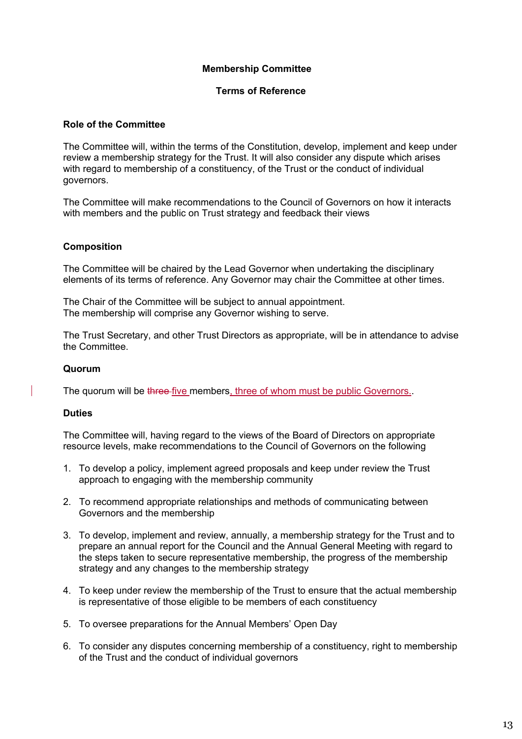**Membership Committee**

**Terms of Reference**

**Role of the Committee**

The Committee will, within the terms of the Constitution, develop, implement and keep under review a membership strategy for the Trust. It will also consider any dispute which arises with regard to membership of a constituency, of the Trust or the conduct of individual governors.

The Committee will make recommendations to the Council of Governors on how it interacts with members and the public on Trust strategy and feedback their views

**Composition**

The Committee will be chaired by the Lead Governor when undertaking the disciplinary elements of its terms of reference. Any Governor may chair the Committee at other times.

The Chair of the Committee will be subject to annual appointment.
The membership will comprise any Governor wishing to serve.

The Trust Secretary, and other Trust Directors as appropriate, will be in attendance to advise the Committee.

**Quorum**

The quorum will be ~~three~~ five members, three of whom must be public Governors..

**Duties**

The Committee will, having regard to the views of the Board of Directors on appropriate resource levels, make recommendations to the Council of Governors on the following

1. To develop a policy, implement agreed proposals and keep under review the Trust approach to engaging with the membership community
2. To recommend appropriate relationships and methods of communicating between Governors and the membership
3. To develop, implement and review, annually, a membership strategy for the Trust and to prepare an annual report for the Council and the Annual General Meeting with regard to the steps taken to secure representative membership, the progress of the membership strategy and any changes to the membership strategy
4. To keep under review the membership of the Trust to ensure that the actual membership is representative of those eligible to be members of each constituency
5. To oversee preparations for the Annual Members' Open Day
6. To consider any disputes concerning membership of a constituency, right to membership of the Trust and the conduct of individual governors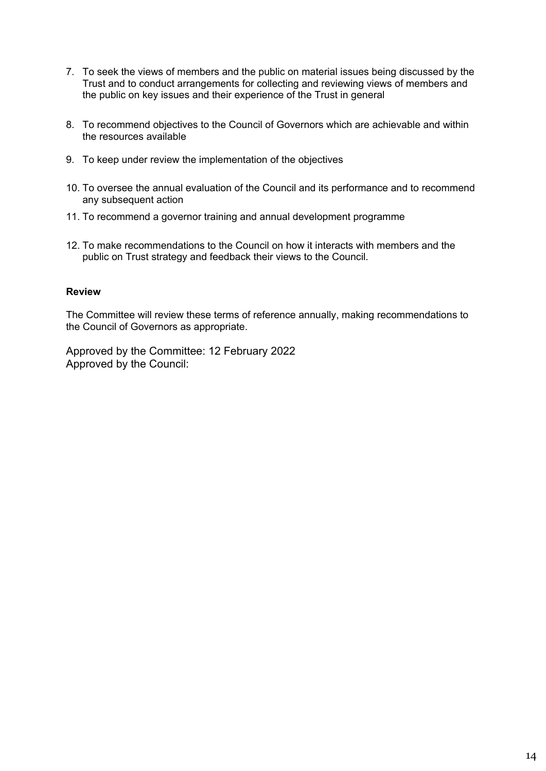7. To seek the views of members and the public on material issues being discussed by the Trust and to conduct arrangements for collecting and reviewing views of members and the public on key issues and their experience of the Trust in general

8. To recommend objectives to the Council of Governors which are achievable and within the resources available

9. To keep under review the implementation of the objectives

10. To oversee the annual evaluation of the Council and its performance and to recommend any subsequent action

11. To recommend a governor training and annual development programme

12. To make recommendations to the Council on how it interacts with members and the public on Trust strategy and feedback their views to the Council.

**Review**

The Committee will review these terms of reference annually, making recommendations to the Council of Governors as appropriate.

Approved by the Committee: 12 February 2022
Approved by the Council: